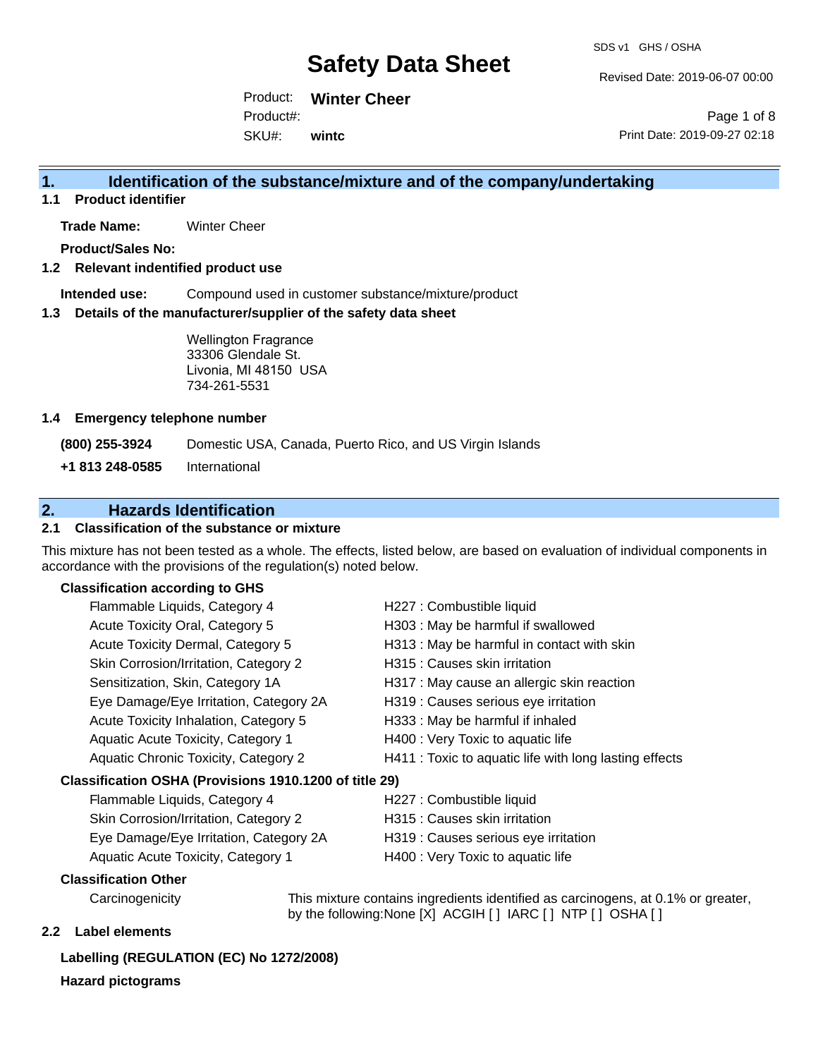SDS v1 GHS / OSHA

# Safety Data Sheet

Revised Date: 2019-06-07 00:00

Product: **Winter Cheer**
Product#:
SKU#: **wintc**

Print Date: 2019-09-27 02:18

## 1. Identification of the substance/mixture and of the company/undertaking

### 1.1 Product identifier

**Trade Name:** Winter Cheer

**Product/Sales No:**

### 1.2 Relevant identified product use

**Intended use:** Compound used in customer substance/mixture/product

### 1.3 Details of the manufacturer/supplier of the safety data sheet

Wellington Fragrance
33306 Glendale St.
Livonia, MI 48150 USA
734-261-5531

### 1.4 Emergency telephone number

| | |
|---|---|
| **(800) 255-3924** | Domestic USA, Canada, Puerto Rico, and US Virgin Islands |
| **+1 813 248-0585** | International |

## 2. Hazards Identification

### 2.1 Classification of the substance or mixture

This mixture has not been tested as a whole. The effects, listed below, are based on evaluation of individual components in accordance with the provisions of the regulation(s) noted below.

**Classification according to GHS**

| | |
|---|---|
| Flammable Liquids, Category 4 | H227 : Combustible liquid |
| Acute Toxicity Oral, Category 5 | H303 : May be harmful if swallowed |
| Acute Toxicity Dermal, Category 5 | H313 : May be harmful in contact with skin |
| Skin Corrosion/Irritation, Category 2 | H315 : Causes skin irritation |
| Sensitization, Skin, Category 1A | H317 : May cause an allergic skin reaction |
| Eye Damage/Eye Irritation, Category 2A | H319 : Causes serious eye irritation |
| Acute Toxicity Inhalation, Category 5 | H333 : May be harmful if inhaled |
| Aquatic Acute Toxicity, Category 1 | H400 : Very Toxic to aquatic life |
| Aquatic Chronic Toxicity, Category 2 | H411 : Toxic to aquatic life with long lasting effects |

**Classification OSHA (Provisions 1910.1200 of title 29)**

| | |
|---|---|
| Flammable Liquids, Category 4 | H227 : Combustible liquid |
| Skin Corrosion/Irritation, Category 2 | H315 : Causes skin irritation |
| Eye Damage/Eye Irritation, Category 2A | H319 : Causes serious eye irritation |
| Aquatic Acute Toxicity, Category 1 | H400 : Very Toxic to aquatic life |

**Classification Other**

Carcinogenicity: This mixture contains ingredients identified as carcinogens, at 0.1% or greater, by the following:None [X] ACGIH [ ] IARC [ ] NTP [ ] OSHA [ ]

### 2.2 Label elements

**Labelling (REGULATION (EC) No 1272/2008)**

**Hazard pictograms**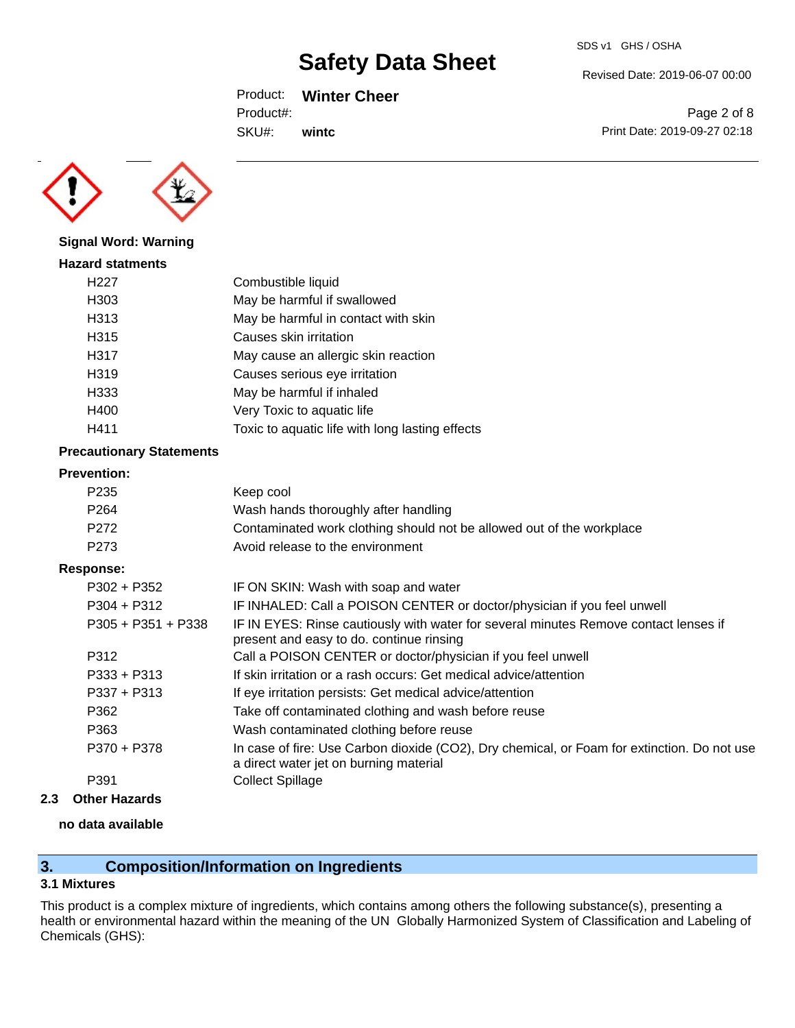**Signal Word: Warning**

**Hazard statments**

| | |
|---|---|
| H227 | Combustible liquid |
| H303 | May be harmful if swallowed |
| H313 | May be harmful in contact with skin |
| H315 | Causes skin irritation |
| H317 | May cause an allergic skin reaction |
| H319 | Causes serious eye irritation |
| H333 | May be harmful if inhaled |
| H400 | Very Toxic to aquatic life |
| H411 | Toxic to aquatic life with long lasting effects |

**Precautionary Statements**

**Prevention:**

| | |
|---|---|
| P235 | Keep cool |
| P264 | Wash hands thoroughly after handling |
| P272 | Contaminated work clothing should not be allowed out of the workplace |
| P273 | Avoid release to the environment |

**Response:**

| | |
|---|---|
| P302 + P352 | IF ON SKIN: Wash with soap and water |
| P304 + P312 | IF INHALED: Call a POISON CENTER or doctor/physician if you feel unwell |
| P305 + P351 + P338 | IF IN EYES: Rinse cautiously with water for several minutes Remove contact lenses if present and easy to do. continue rinsing |
| P312 | Call a POISON CENTER or doctor/physician if you feel unwell |
| P333 + P313 | If skin irritation or a rash occurs: Get medical advice/attention |
| P337 + P313 | If eye irritation persists: Get medical advice/attention |
| P362 | Take off contaminated clothing and wash before reuse |
| P363 | Wash contaminated clothing before reuse |
| P370 + P378 | In case of fire: Use Carbon dioxide (CO2), Dry chemical, or Foam for extinction. Do not use a direct water jet on burning material |
| P391 | Collect Spillage |

### 2.3 Other Hazards

**no data available**

## 3. Composition/Information on Ingredients

### 3.1 Mixtures

This product is a complex mixture of ingredients, which contains among others the following substance(s), presenting a health or environmental hazard within the meaning of the UN Globally Harmonized System of Classification and Labeling of Chemicals (GHS):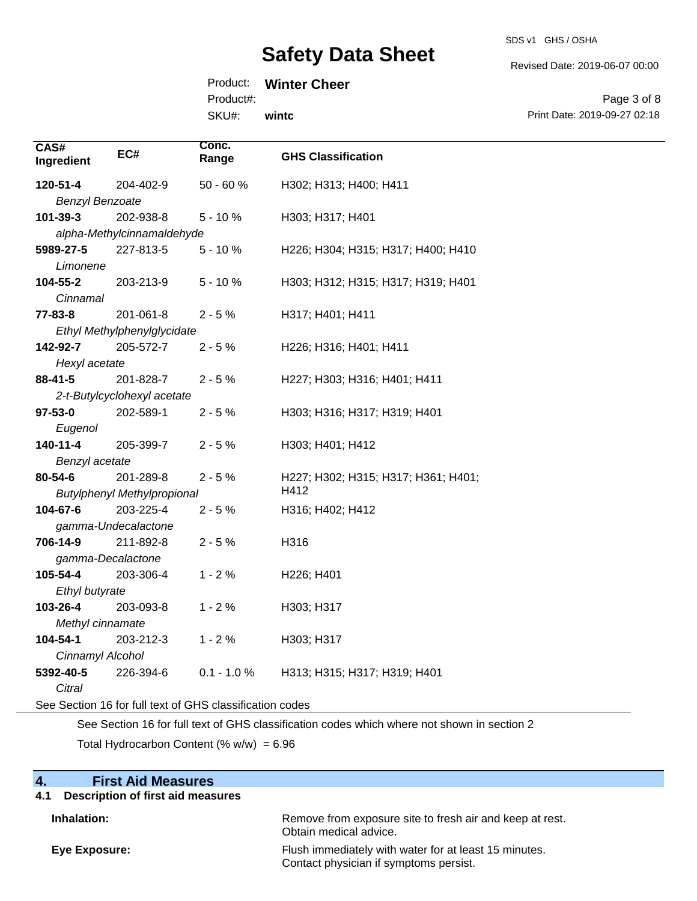| CAS# Ingredient | EC# | Conc. Range | GHS Classification |
|---|---|---|---|
| **120-51-4** *Benzyl Benzoate* | 204-402-9 | 50 - 60 % | H302; H313; H400; H411 |
| **101-39-3** *alpha-Methylcinnamaldehyde* | 202-938-8 | 5 - 10 % | H303; H317; H401 |
| **5989-27-5** *Limonene* | 227-813-5 | 5 - 10 % | H226; H304; H315; H317; H400; H410 |
| **104-55-2** *Cinnamal* | 203-213-9 | 5 - 10 % | H303; H312; H315; H317; H319; H401 |
| **77-83-8** *Ethyl Methylphenylglycidate* | 201-061-8 | 2 - 5 % | H317; H401; H411 |
| **142-92-7** *Hexyl acetate* | 205-572-7 | 2 - 5 % | H226; H316; H401; H411 |
| **88-41-5** *2-t-Butylcyclohexyl acetate* | 201-828-7 | 2 - 5 % | H227; H303; H316; H401; H411 |
| **97-53-0** *Eugenol* | 202-589-1 | 2 - 5 % | H303; H316; H317; H319; H401 |
| **140-11-4** *Benzyl acetate* | 205-399-7 | 2 - 5 % | H303; H401; H412 |
| **80-54-6** *Butylphenyl Methylpropional* | 201-289-8 | 2 - 5 % | H227; H302; H315; H317; H361; H401; H412 |
| **104-67-6** *gamma-Undecalactone* | 203-225-4 | 2 - 5 % | H316; H402; H412 |
| **706-14-9** *gamma-Decalactone* | 211-892-8 | 2 - 5 % | H316 |
| **105-54-4** *Ethyl butyrate* | 203-306-4 | 1 - 2 % | H226; H401 |
| **103-26-4** *Methyl cinnamate* | 203-093-8 | 1 - 2 % | H303; H317 |
| **104-54-1** *Cinnamyl Alcohol* | 203-212-3 | 1 - 2 % | H303; H317 |
| **5392-40-5** *Citral* | 226-394-6 | 0.1 - 1.0 % | H313; H315; H317; H319; H401 |

See Section 16 for full text of GHS classification codes

See Section 16 for full text of GHS classification codes which where not shown in section 2

Total Hydrocarbon Content (% w/w) = 6.96

## 4. First Aid Measures

### 4.1 Description of first aid measures

**Inhalation:** Remove from exposure site to fresh air and keep at rest. Obtain medical advice.

**Eye Exposure:** Flush immediately with water for at least 15 minutes. Contact physician if symptoms persist.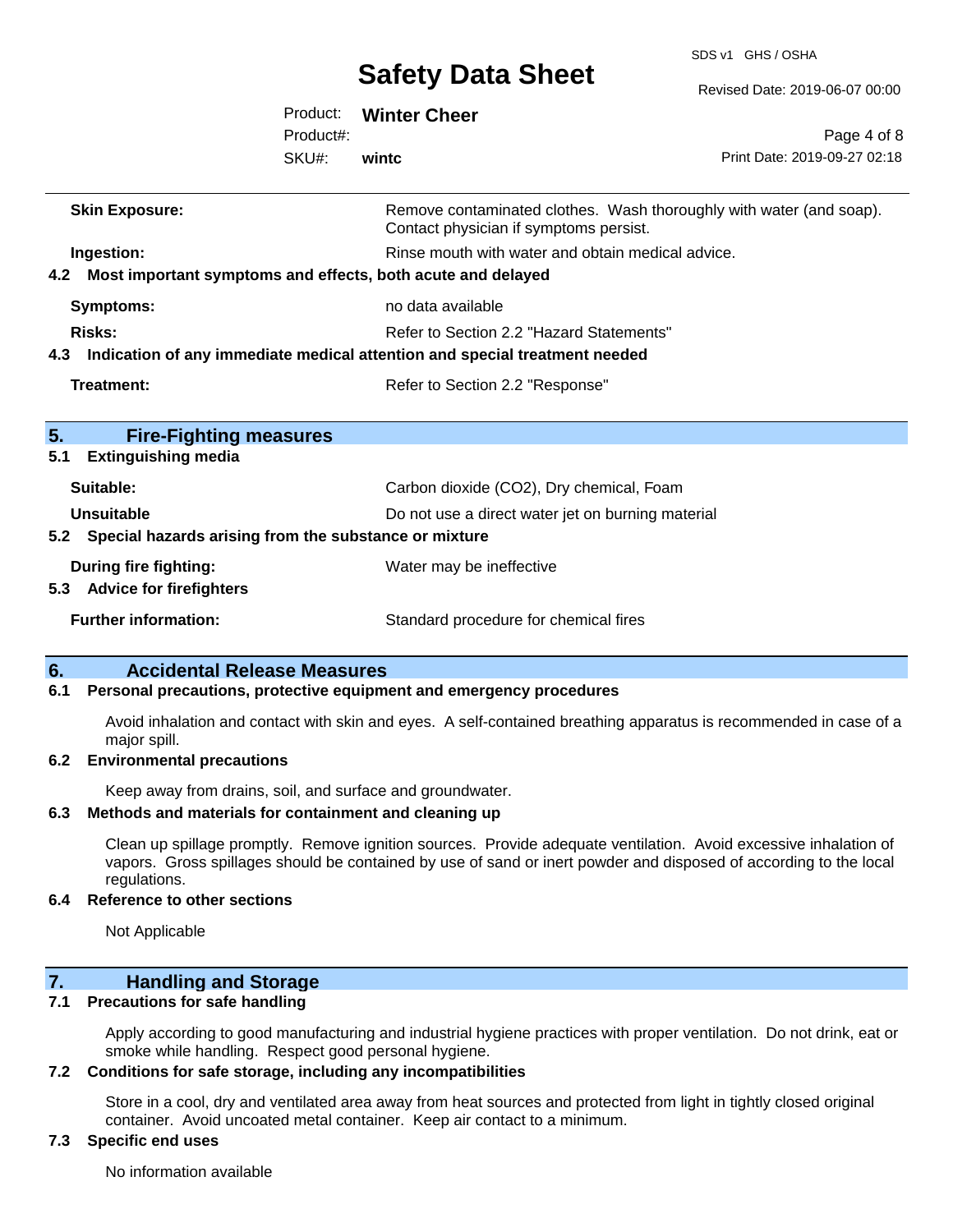| | |
|---|---|
| **Skin Exposure:** | Remove contaminated clothes. Wash thoroughly with water (and soap). Contact physician if symptoms persist. |
| **Ingestion:** | Rinse mouth with water and obtain medical advice. |

### 4.2 Most important symptoms and effects, both acute and delayed

| | |
|---|---|
| **Symptoms:** | no data available |
| **Risks:** | Refer to Section 2.2 "Hazard Statements" |

### 4.3 Indication of any immediate medical attention and special treatment needed

| | |
|---|---|
| **Treatment:** | Refer to Section 2.2 "Response" |

## 5. Fire-Fighting measures

### 5.1 Extinguishing media

| | |
|---|---|
| **Suitable:** | Carbon dioxide (CO2), Dry chemical, Foam |
| **Unsuitable** | Do not use a direct water jet on burning material |

### 5.2 Special hazards arising from the substance or mixture

| | |
|---|---|
| **During fire fighting:** | Water may be ineffective |

### 5.3 Advice for firefighters

| | |
|---|---|
| **Further information:** | Standard procedure for chemical fires |

## 6. Accidental Release Measures

### 6.1 Personal precautions, protective equipment and emergency procedures

Avoid inhalation and contact with skin and eyes. A self-contained breathing apparatus is recommended in case of a major spill.

### 6.2 Environmental precautions

Keep away from drains, soil, and surface and groundwater.

### 6.3 Methods and materials for containment and cleaning up

Clean up spillage promptly. Remove ignition sources. Provide adequate ventilation. Avoid excessive inhalation of vapors. Gross spillages should be contained by use of sand or inert powder and disposed of according to the local regulations.

### 6.4 Reference to other sections

Not Applicable

## 7. Handling and Storage

### 7.1 Precautions for safe handling

Apply according to good manufacturing and industrial hygiene practices with proper ventilation. Do not drink, eat or smoke while handling. Respect good personal hygiene.

### 7.2 Conditions for safe storage, including any incompatibilities

Store in a cool, dry and ventilated area away from heat sources and protected from light in tightly closed original container. Avoid uncoated metal container. Keep air contact to a minimum.

### 7.3 Specific end uses

No information available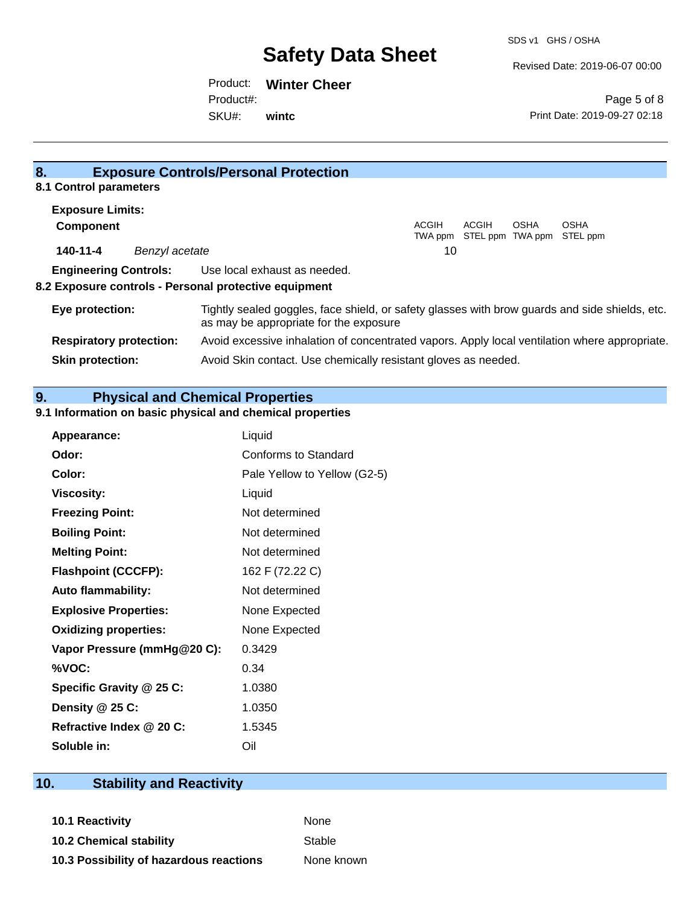## 8. Exposure Controls/Personal Protection

### 8.1 Control parameters

**Exposure Limits:**

| Component | | ACGIH TWA ppm | ACGIH STEL ppm | OSHA TWA ppm | OSHA STEL ppm |
|---|---|---|---|---|---|
| 140-11-4 | *Benzyl acetate* | 10 | | | |

**Engineering Controls:** Use local exhaust as needed.

### 8.2 Exposure controls - Personal protective equipment

**Eye protection:** Tightly sealed goggles, face shield, or safety glasses with brow guards and side shields, etc. as may be appropriate for the exposure

**Respiratory protection:** Avoid excessive inhalation of concentrated vapors. Apply local ventilation where appropriate.

**Skin protection:** Avoid Skin contact. Use chemically resistant gloves as needed.

## 9. Physical and Chemical Properties

### 9.1 Information on basic physical and chemical properties

| | |
|---|---|
| **Appearance:** | Liquid |
| **Odor:** | Conforms to Standard |
| **Color:** | Pale Yellow to Yellow (G2-5) |
| **Viscosity:** | Liquid |
| **Freezing Point:** | Not determined |
| **Boiling Point:** | Not determined |
| **Melting Point:** | Not determined |
| **Flashpoint (CCCFP):** | 162 F (72.22 C) |
| **Auto flammability:** | Not determined |
| **Explosive Properties:** | None Expected |
| **Oxidizing properties:** | None Expected |
| **Vapor Pressure (mmHg@20 C):** | 0.3429 |
| **%VOC:** | 0.34 |
| **Specific Gravity @ 25 C:** | 1.0380 |
| **Density @ 25 C:** | 1.0350 |
| **Refractive Index @ 20 C:** | 1.5345 |
| **Soluble in:** | Oil |

## 10. Stability and Reactivity

| | |
|---|---|
| **10.1 Reactivity** | None |
| **10.2 Chemical stability** | Stable |
| **10.3 Possibility of hazardous reactions** | None known |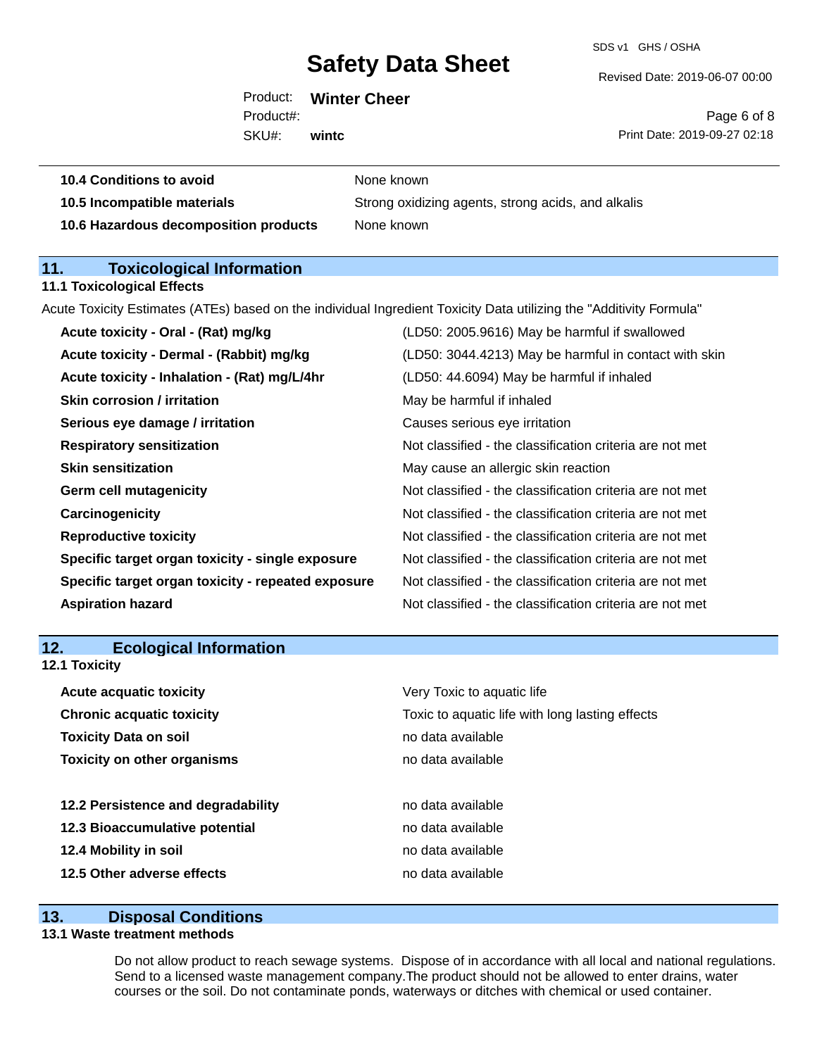| | |
|---|---|
| **10.4 Conditions to avoid** | None known |
| **10.5 Incompatible materials** | Strong oxidizing agents, strong acids, and alkalis |
| **10.6 Hazardous decomposition products** | None known |

## 11. Toxicological Information

### 11.1 Toxicological Effects

Acute Toxicity Estimates (ATEs) based on the individual Ingredient Toxicity Data utilizing the "Additivity Formula"

| | |
|---|---|
| **Acute toxicity - Oral - (Rat) mg/kg** | (LD50: 2005.9616) May be harmful if swallowed |
| **Acute toxicity - Dermal - (Rabbit) mg/kg** | (LD50: 3044.4213) May be harmful in contact with skin |
| **Acute toxicity - Inhalation - (Rat) mg/L/4hr** | (LD50: 44.6094) May be harmful if inhaled |
| **Skin corrosion / irritation** | May be harmful if inhaled |
| **Serious eye damage / irritation** | Causes serious eye irritation |
| **Respiratory sensitization** | Not classified - the classification criteria are not met |
| **Skin sensitization** | May cause an allergic skin reaction |
| **Germ cell mutagenicity** | Not classified - the classification criteria are not met |
| **Carcinogenicity** | Not classified - the classification criteria are not met |
| **Reproductive toxicity** | Not classified - the classification criteria are not met |
| **Specific target organ toxicity - single exposure** | Not classified - the classification criteria are not met |
| **Specific target organ toxicity - repeated exposure** | Not classified - the classification criteria are not met |
| **Aspiration hazard** | Not classified - the classification criteria are not met |

## 12. Ecological Information

### 12.1 Toxicity

| | |
|---|---|
| **Acute acquatic toxicity** | Very Toxic to aquatic life |
| **Chronic acquatic toxicity** | Toxic to aquatic life with long lasting effects |
| **Toxicity Data on soil** | no data available |
| **Toxicity on other organisms** | no data available |

| | |
|---|---|
| **12.2 Persistence and degradability** | no data available |
| **12.3 Bioaccumulative potential** | no data available |
| **12.4 Mobility in soil** | no data available |
| **12.5 Other adverse effects** | no data available |

## 13. Disposal Conditions

### 13.1 Waste treatment methods

Do not allow product to reach sewage systems. Dispose of in accordance with all local and national regulations. Send to a licensed waste management company.The product should not be allowed to enter drains, water courses or the soil. Do not contaminate ponds, waterways or ditches with chemical or used container.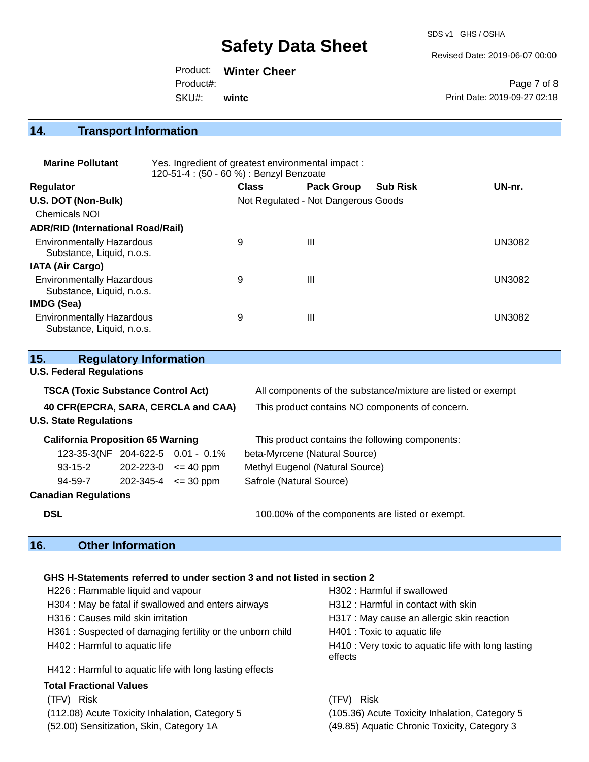## 14. Transport Information

**Marine Pollutant** Yes. Ingredient of greatest environmental impact : 120-51-4 : (50 - 60 %) : Benzyl Benzoate

| Regulator | Class | Pack Group | Sub Risk | UN-nr. |
|---|---|---|---|---|
| **U.S. DOT (Non-Bulk)** | Not Regulated - Not Dangerous Goods | | | |
| Chemicals NOI | | | | |
| **ADR/RID (International Road/Rail)** | | | | |
| Environmentally Hazardous Substance, Liquid, n.o.s. | 9 | III | | UN3082 |
| **IATA (Air Cargo)** | | | | |
| Environmentally Hazardous Substance, Liquid, n.o.s. | 9 | III | | UN3082 |
| **IMDG (Sea)** | | | | |
| Environmentally Hazardous Substance, Liquid, n.o.s. | 9 | III | | UN3082 |

## 15. Regulatory Information

**U.S. Federal Regulations**

**TSCA (Toxic Substance Control Act)** All components of the substance/mixture are listed or exempt

**40 CFR(EPCRA, SARA, CERCLA and CAA)** This product contains NO components of concern.

**U.S. State Regulations**

**California Proposition 65 Warning** This product contains the following components:

| | | | |
|---|---|---|---|
| 123-35-3(NF | 204-622-5 | 0.01 - 0.1% | beta-Myrcene (Natural Source) |
| 93-15-2 | 202-223-0 | <= 40 ppm | Methyl Eugenol (Natural Source) |
| 94-59-7 | 202-345-4 | <= 30 ppm | Safrole (Natural Source) |

**Canadian Regulations**

**DSL** 100.00% of the components are listed or exempt.

## 16. Other Information

**GHS H-Statements referred to under section 3 and not listed in section 2**

H226 : Flammable liquid and vapour
H302 : Harmful if swallowed
H304 : May be fatal if swallowed and enters airways
H312 : Harmful in contact with skin
H316 : Causes mild skin irritation
H317 : May cause an allergic skin reaction
H361 : Suspected of damaging fertility or the unborn child
H401 : Toxic to aquatic life
H402 : Harmful to aquatic life
H410 : Very toxic to aquatic life with long lasting effects
H412 : Harmful to aquatic life with long lasting effects

**Total Fractional Values**

| (TFV) Risk | (TFV) Risk |
|---|---|
| (112.08) Acute Toxicity Inhalation, Category 5 | (105.36) Acute Toxicity Inhalation, Category 5 |
| (52.00) Sensitization, Skin, Category 1A | (49.85) Aquatic Chronic Toxicity, Category 3 |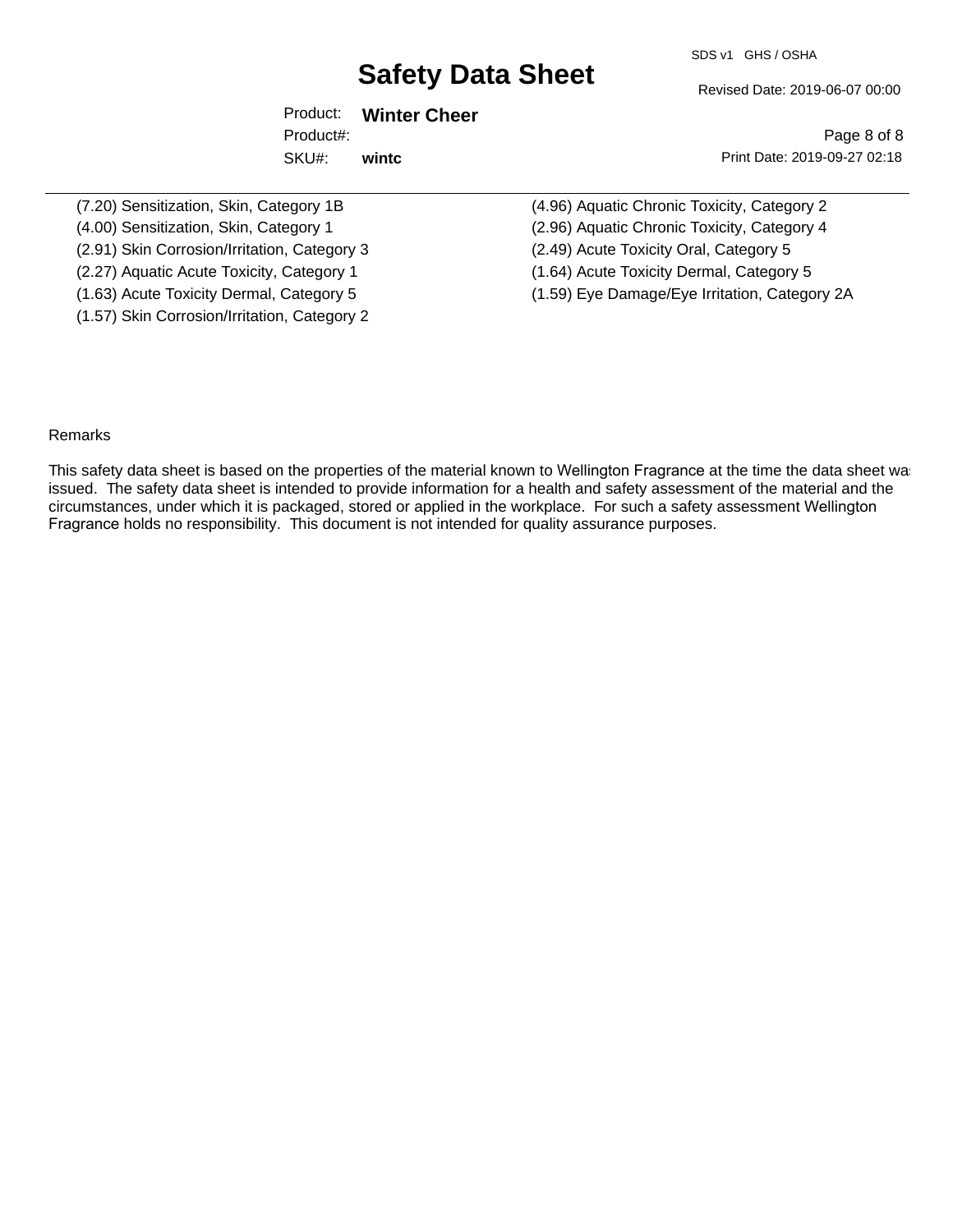(7.20) Sensitization, Skin, Category 1B
(4.00) Sensitization, Skin, Category 1
(2.91) Skin Corrosion/Irritation, Category 3
(2.27) Aquatic Acute Toxicity, Category 1
(1.63) Acute Toxicity Dermal, Category 5
(1.57) Skin Corrosion/Irritation, Category 2
(4.96) Aquatic Chronic Toxicity, Category 2
(2.96) Aquatic Chronic Toxicity, Category 4
(2.49) Acute Toxicity Oral, Category 5
(1.64) Acute Toxicity Dermal, Category 5
(1.59) Eye Damage/Eye Irritation, Category 2A

Remarks

This safety data sheet is based on the properties of the material known to Wellington Fragrance at the time the data sheet was issued. The safety data sheet is intended to provide information for a health and safety assessment of the material and the circumstances, under which it is packaged, stored or applied in the workplace. For such a safety assessment Wellington Fragrance holds no responsibility. This document is not intended for quality assurance purposes.